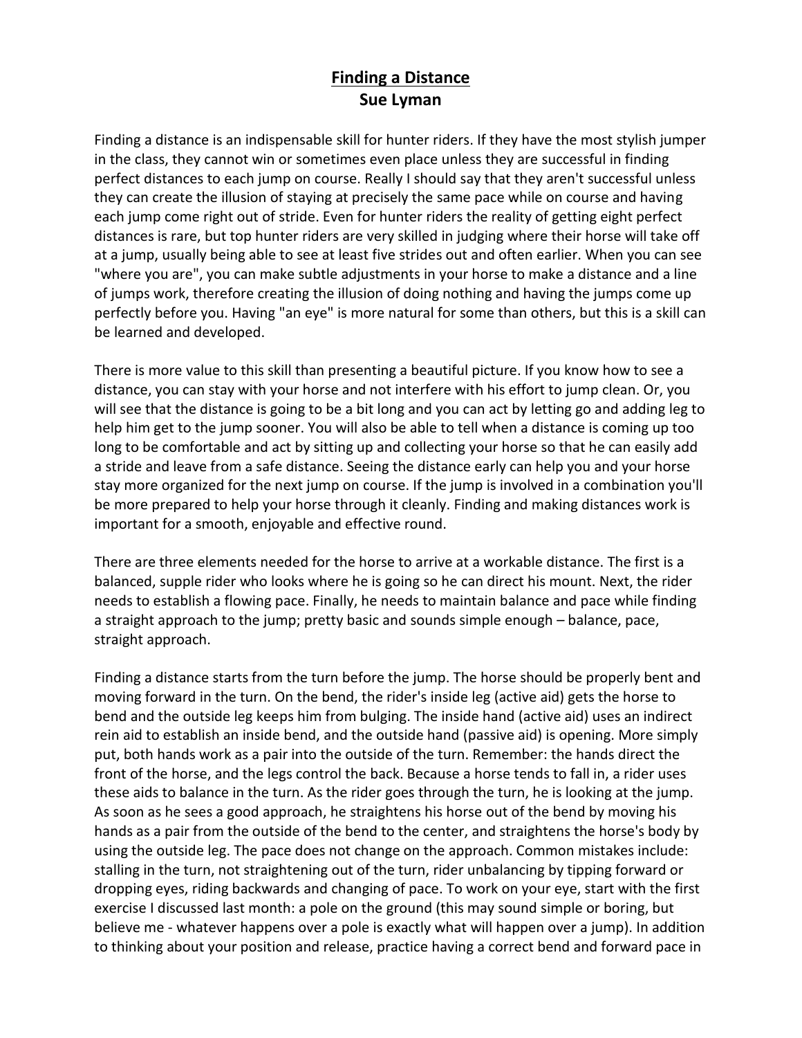# Finding a Distance
## Sue Lyman

Finding a distance is an indispensable skill for hunter riders. If they have the most stylish jumper in the class, they cannot win or sometimes even place unless they are successful in finding perfect distances to each jump on course. Really I should say that they aren't successful unless they can create the illusion of staying at precisely the same pace while on course and having each jump come right out of stride. Even for hunter riders the reality of getting eight perfect distances is rare, but top hunter riders are very skilled in judging where their horse will take off at a jump, usually being able to see at least five strides out and often earlier. When you can see "where you are", you can make subtle adjustments in your horse to make a distance and a line of jumps work, therefore creating the illusion of doing nothing and having the jumps come up perfectly before you. Having "an eye" is more natural for some than others, but this is a skill can be learned and developed.

There is more value to this skill than presenting a beautiful picture. If you know how to see a distance, you can stay with your horse and not interfere with his effort to jump clean. Or, you will see that the distance is going to be a bit long and you can act by letting go and adding leg to help him get to the jump sooner. You will also be able to tell when a distance is coming up too long to be comfortable and act by sitting up and collecting your horse so that he can easily add a stride and leave from a safe distance. Seeing the distance early can help you and your horse stay more organized for the next jump on course. If the jump is involved in a combination you'll be more prepared to help your horse through it cleanly. Finding and making distances work is important for a smooth, enjoyable and effective round.

There are three elements needed for the horse to arrive at a workable distance. The first is a balanced, supple rider who looks where he is going so he can direct his mount. Next, the rider needs to establish a flowing pace. Finally, he needs to maintain balance and pace while finding a straight approach to the jump; pretty basic and sounds simple enough – balance, pace, straight approach.

Finding a distance starts from the turn before the jump. The horse should be properly bent and moving forward in the turn. On the bend, the rider's inside leg (active aid) gets the horse to bend and the outside leg keeps him from bulging. The inside hand (active aid) uses an indirect rein aid to establish an inside bend, and the outside hand (passive aid) is opening. More simply put, both hands work as a pair into the outside of the turn. Remember: the hands direct the front of the horse, and the legs control the back. Because a horse tends to fall in, a rider uses these aids to balance in the turn. As the rider goes through the turn, he is looking at the jump. As soon as he sees a good approach, he straightens his horse out of the bend by moving his hands as a pair from the outside of the bend to the center, and straightens the horse's body by using the outside leg. The pace does not change on the approach. Common mistakes include: stalling in the turn, not straightening out of the turn, rider unbalancing by tipping forward or dropping eyes, riding backwards and changing of pace. To work on your eye, start with the first exercise I discussed last month: a pole on the ground (this may sound simple or boring, but believe me - whatever happens over a pole is exactly what will happen over a jump). In addition to thinking about your position and release, practice having a correct bend and forward pace in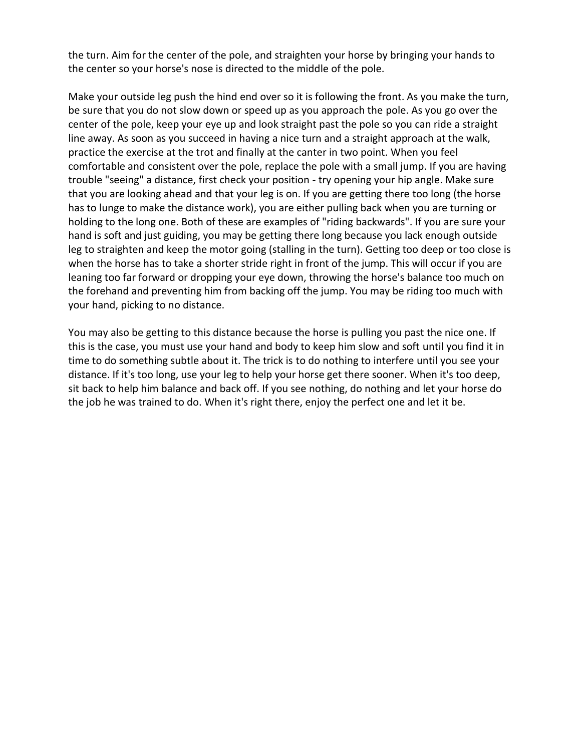the turn. Aim for the center of the pole, and straighten your horse by bringing your hands to the center so your horse's nose is directed to the middle of the pole.

Make your outside leg push the hind end over so it is following the front. As you make the turn, be sure that you do not slow down or speed up as you approach the pole. As you go over the center of the pole, keep your eye up and look straight past the pole so you can ride a straight line away. As soon as you succeed in having a nice turn and a straight approach at the walk, practice the exercise at the trot and finally at the canter in two point. When you feel comfortable and consistent over the pole, replace the pole with a small jump. If you are having trouble "seeing" a distance, first check your position - try opening your hip angle. Make sure that you are looking ahead and that your leg is on. If you are getting there too long (the horse has to lunge to make the distance work), you are either pulling back when you are turning or holding to the long one. Both of these are examples of "riding backwards". If you are sure your hand is soft and just guiding, you may be getting there long because you lack enough outside leg to straighten and keep the motor going (stalling in the turn). Getting too deep or too close is when the horse has to take a shorter stride right in front of the jump. This will occur if you are leaning too far forward or dropping your eye down, throwing the horse's balance too much on the forehand and preventing him from backing off the jump. You may be riding too much with your hand, picking to no distance.

You may also be getting to this distance because the horse is pulling you past the nice one. If this is the case, you must use your hand and body to keep him slow and soft until you find it in time to do something subtle about it. The trick is to do nothing to interfere until you see your distance. If it's too long, use your leg to help your horse get there sooner. When it's too deep, sit back to help him balance and back off. If you see nothing, do nothing and let your horse do the job he was trained to do. When it's right there, enjoy the perfect one and let it be.